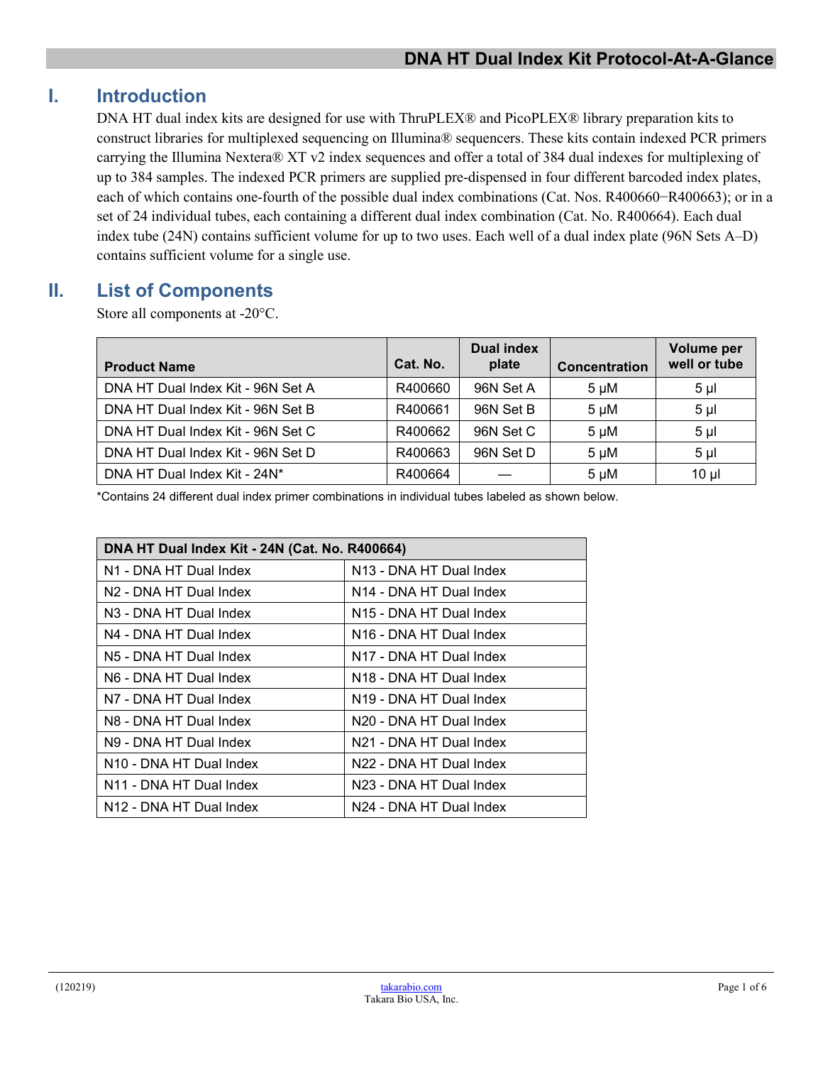# DNA HT Dual Index Kit Protocol-At-A-Glance

## I. Introduction

DNA HT dual index kits are designed for use with ThruPLEX® and PicoPLEX® library preparation kits to construct libraries for multiplexed sequencing on Illumina® sequencers. These kits contain indexed PCR primers carrying the Illumina Nextera® XT v2 index sequences and offer a total of 384 dual indexes for multiplexing of up to 384 samples. The indexed PCR primers are supplied pre-dispensed in four different barcoded index plates, each of which contains one-fourth of the possible dual index combinations (Cat. Nos. R400660−R400663); or in a set of 24 individual tubes, each containing a different dual index combination (Cat. No. R400664). Each dual index tube (24N) contains sufficient volume for up to two uses. Each well of a dual index plate (96N Sets A–D) contains sufficient volume for a single use.

## II. List of Components

Store all components at -20°C.

| Product Name | Cat. No. | Dual index plate | Concentration | Volume per well or tube |
|---|---|---|---|---|
| DNA HT Dual Index Kit - 96N Set A | R400660 | 96N Set A | 5 µM | 5 µl |
| DNA HT Dual Index Kit - 96N Set B | R400661 | 96N Set B | 5 µM | 5 µl |
| DNA HT Dual Index Kit - 96N Set C | R400662 | 96N Set C | 5 µM | 5 µl |
| DNA HT Dual Index Kit - 96N Set D | R400663 | 96N Set D | 5 µM | 5 µl |
| DNA HT Dual Index Kit - 24N* | R400664 | — | 5 µM | 10 µl |

*Contains 24 different dual index primer combinations in individual tubes labeled as shown below.

| DNA HT Dual Index Kit - 24N (Cat. No. R400664) | |
|---|---|
| N1 - DNA HT Dual Index | N13 - DNA HT Dual Index |
| N2 - DNA HT Dual Index | N14 - DNA HT Dual Index |
| N3 - DNA HT Dual Index | N15 - DNA HT Dual Index |
| N4 - DNA HT Dual Index | N16 - DNA HT Dual Index |
| N5 - DNA HT Dual Index | N17 - DNA HT Dual Index |
| N6 - DNA HT Dual Index | N18 - DNA HT Dual Index |
| N7 - DNA HT Dual Index | N19 - DNA HT Dual Index |
| N8 - DNA HT Dual Index | N20 - DNA HT Dual Index |
| N9 - DNA HT Dual Index | N21 - DNA HT Dual Index |
| N10 - DNA HT Dual Index | N22 - DNA HT Dual Index |
| N11 - DNA HT Dual Index | N23 - DNA HT Dual Index |
| N12 - DNA HT Dual Index | N24 - DNA HT Dual Index |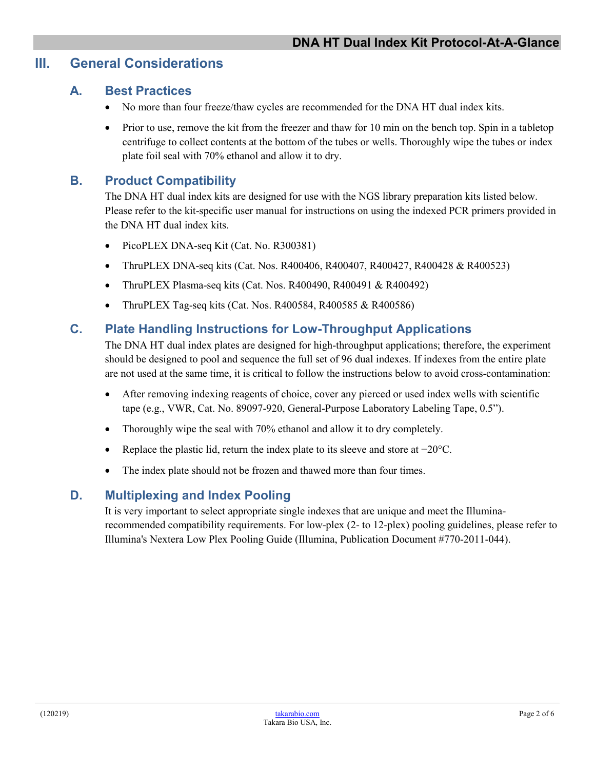# III. General Considerations

## A. Best Practices

- No more than four freeze/thaw cycles are recommended for the DNA HT dual index kits.
- Prior to use, remove the kit from the freezer and thaw for 10 min on the bench top. Spin in a tabletop centrifuge to collect contents at the bottom of the tubes or wells. Thoroughly wipe the tubes or index plate foil seal with 70% ethanol and allow it to dry.

## B. Product Compatibility

The DNA HT dual index kits are designed for use with the NGS library preparation kits listed below. Please refer to the kit-specific user manual for instructions on using the indexed PCR primers provided in the DNA HT dual index kits.

- PicoPLEX DNA-seq Kit (Cat. No. R300381)
- ThruPLEX DNA-seq kits (Cat. Nos. R400406, R400407, R400427, R400428 & R400523)
- ThruPLEX Plasma-seq kits (Cat. Nos. R400490, R400491 & R400492)
- ThruPLEX Tag-seq kits (Cat. Nos. R400584, R400585 & R400586)

## C. Plate Handling Instructions for Low-Throughput Applications

The DNA HT dual index plates are designed for high-throughput applications; therefore, the experiment should be designed to pool and sequence the full set of 96 dual indexes. If indexes from the entire plate are not used at the same time, it is critical to follow the instructions below to avoid cross-contamination:

- After removing indexing reagents of choice, cover any pierced or used index wells with scientific tape (e.g., VWR, Cat. No. 89097-920, General-Purpose Laboratory Labeling Tape, 0.5").
- Thoroughly wipe the seal with 70% ethanol and allow it to dry completely.
- Replace the plastic lid, return the index plate to its sleeve and store at −20°C.
- The index plate should not be frozen and thawed more than four times.

## D. Multiplexing and Index Pooling

It is very important to select appropriate single indexes that are unique and meet the Illumina-recommended compatibility requirements. For low-plex (2- to 12-plex) pooling guidelines, please refer to Illumina's Nextera Low Plex Pooling Guide (Illumina, Publication Document #770-2011-044).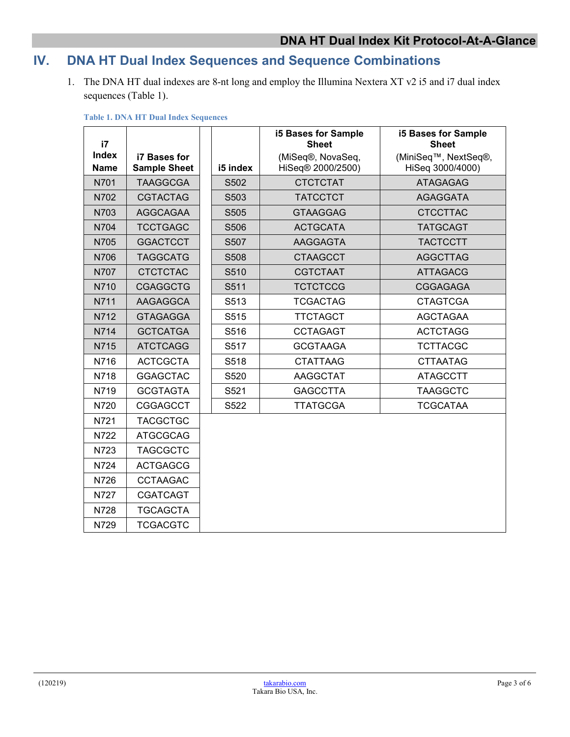## IV. DNA HT Dual Index Sequences and Sequence Combinations

1. The DNA HT dual indexes are 8-nt long and employ the Illumina Nextera XT v2 i5 and i7 dual index sequences (Table 1).

**Table 1. DNA HT Dual Index Sequences**

| i7 Index Name | i7 Bases for Sample Sheet | | i5 index | i5 Bases for Sample Sheet (MiSeq®, NovaSeq, HiSeq® 2000/2500) | i5 Bases for Sample Sheet (MiniSeq™, NextSeq®, HiSeq 3000/4000) |
|---|---|---|---|---|---|
| N701 | TAAGGCGA | | S502 | CTCTCTAT | ATAGAGAG |
| N702 | CGTACTAG | | S503 | TATCCTCT | AGAGGATA |
| N703 | AGGCAGAA | | S505 | GTAAGGAG | CTCCTTAC |
| N704 | TCCTGAGC | | S506 | ACTGCATA | TATGCAGT |
| N705 | GGACTCCT | | S507 | AAGGAGTA | TACTCCTT |
| N706 | TAGGCATG | | S508 | CTAAGCCT | AGGCTTAG |
| N707 | CTCTCTAC | | S510 | CGTCTAAT | ATTAGACG |
| N710 | CGAGGCTG | | S511 | TCTCTCCG | CGGAGAGA |
| N711 | AAGAGGCA | | S513 | TCGACTAG | CTAGTCGA |
| N712 | GTAGAGGA | | S515 | TTCTAGCT | AGCTAGAA |
| N714 | GCTCATGA | | S516 | CCTAGAGT | ACTCTAGG |
| N715 | ATCTCAGG | | S517 | GCGTAAGA | TCTTACGC |
| N716 | ACTCGCTA | | S518 | CTATTAAG | CTTAATAG |
| N718 | GGAGCTAC | | S520 | AAGGCTAT | ATAGCCTT |
| N719 | GCGTAGTA | | S521 | GAGCCTTA | TAAGGCTC |
| N720 | CGGAGCCT | | S522 | TTATGCGA | TCGCATAA |
| N721 | TACGCTGC | | | | |
| N722 | ATGCGCAG | | | | |
| N723 | TAGCGCTC | | | | |
| N724 | ACTGAGCG | | | | |
| N726 | CCTAAGAC | | | | |
| N727 | CGATCAGT | | | | |
| N728 | TGCAGCTA | | | | |
| N729 | TCGACGTC | | | | |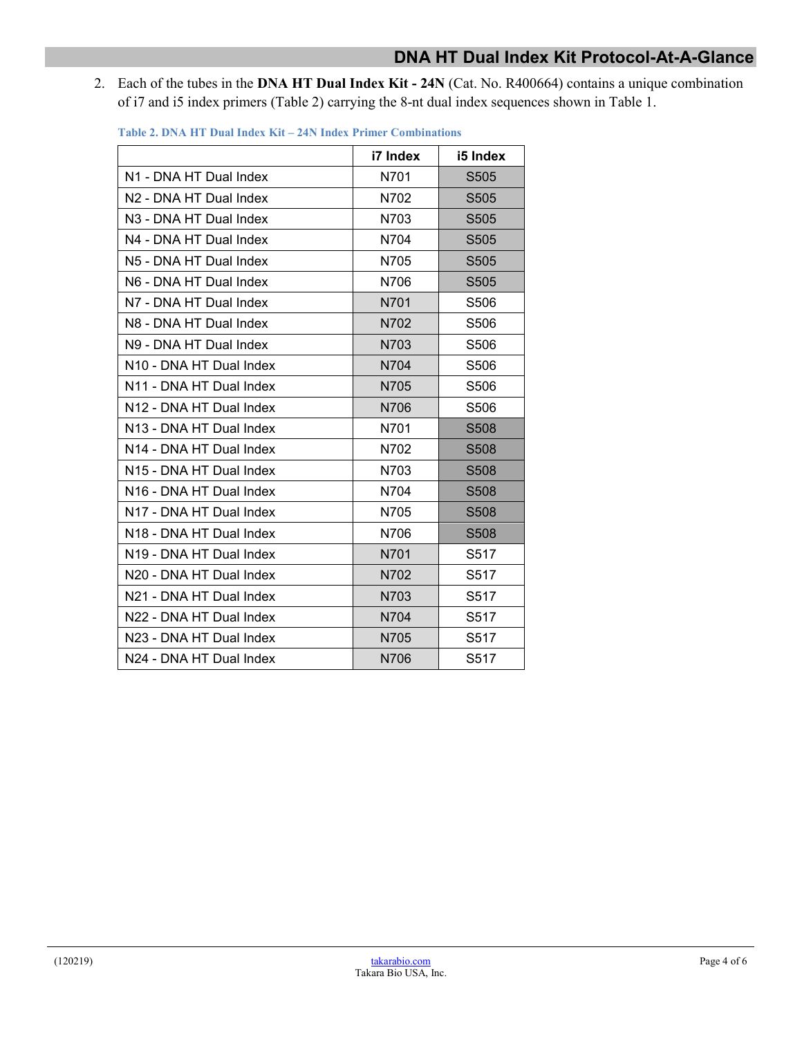2. Each of the tubes in the **DNA HT Dual Index Kit - 24N** (Cat. No. R400664) contains a unique combination of i7 and i5 index primers (Table 2) carrying the 8-nt dual index sequences shown in Table 1.

**Table 2. DNA HT Dual Index Kit – 24N Index Primer Combinations**

| | i7 Index | i5 Index |
|---|---|---|
| N1 - DNA HT Dual Index | N701 | S505 |
| N2 - DNA HT Dual Index | N702 | S505 |
| N3 - DNA HT Dual Index | N703 | S505 |
| N4 - DNA HT Dual Index | N704 | S505 |
| N5 - DNA HT Dual Index | N705 | S505 |
| N6 - DNA HT Dual Index | N706 | S505 |
| N7 - DNA HT Dual Index | N701 | S506 |
| N8 - DNA HT Dual Index | N702 | S506 |
| N9 - DNA HT Dual Index | N703 | S506 |
| N10 - DNA HT Dual Index | N704 | S506 |
| N11 - DNA HT Dual Index | N705 | S506 |
| N12 - DNA HT Dual Index | N706 | S506 |
| N13 - DNA HT Dual Index | N701 | S508 |
| N14 - DNA HT Dual Index | N702 | S508 |
| N15 - DNA HT Dual Index | N703 | S508 |
| N16 - DNA HT Dual Index | N704 | S508 |
| N17 - DNA HT Dual Index | N705 | S508 |
| N18 - DNA HT Dual Index | N706 | S508 |
| N19 - DNA HT Dual Index | N701 | S517 |
| N20 - DNA HT Dual Index | N702 | S517 |
| N21 - DNA HT Dual Index | N703 | S517 |
| N22 - DNA HT Dual Index | N704 | S517 |
| N23 - DNA HT Dual Index | N705 | S517 |
| N24 - DNA HT Dual Index | N706 | S517 |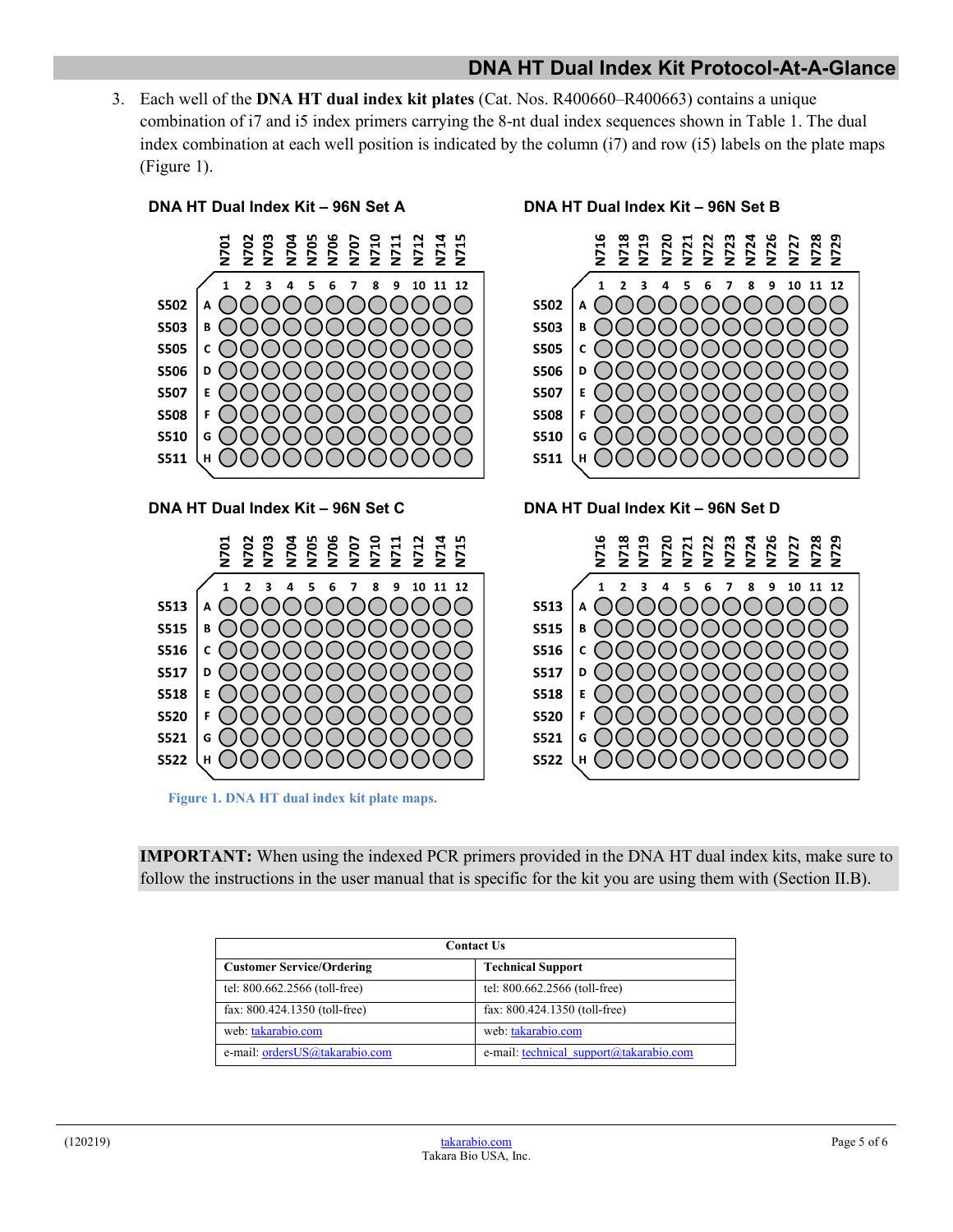3. Each well of the **DNA HT dual index kit plates** (Cat. Nos. R400660–R400663) contains a unique combination of i7 and i5 index primers carrying the 8-nt dual index sequences shown in Table 1. The dual index combination at each well position is indicated by the column (i7) and row (i5) labels on the plate maps (Figure 1).

**DNA HT Dual Index Kit – 96N Set A**

| | | N701 | N702 | N703 | N704 | N705 | N706 | N707 | N710 | N711 | N712 | N714 | N715 |
|---|---|---|---|---|---|---|---|---|---|---|---|---|---|
| | | 1 | 2 | 3 | 4 | 5 | 6 | 7 | 8 | 9 | 10 | 11 | 12 |
| S502 | A | | | | | | | | | | | | |
| S503 | B | | | | | | | | | | | | |
| S505 | C | | | | | | | | | | | | |
| S506 | D | | | | | | | | | | | | |
| S507 | E | | | | | | | | | | | | |
| S508 | F | | | | | | | | | | | | |
| S510 | G | | | | | | | | | | | | |
| S511 | H | | | | | | | | | | | | |

**DNA HT Dual Index Kit – 96N Set B**

| | | N716 | N718 | N719 | N720 | N721 | N722 | N723 | N724 | N726 | N727 | N728 | N729 |
|---|---|---|---|---|---|---|---|---|---|---|---|---|---|
| | | 1 | 2 | 3 | 4 | 5 | 6 | 7 | 8 | 9 | 10 | 11 | 12 |
| S502 | A | | | | | | | | | | | | |
| S503 | B | | | | | | | | | | | | |
| S505 | C | | | | | | | | | | | | |
| S506 | D | | | | | | | | | | | | |
| S507 | E | | | | | | | | | | | | |
| S508 | F | | | | | | | | | | | | |
| S510 | G | | | | | | | | | | | | |
| S511 | H | | | | | | | | | | | | |

**DNA HT Dual Index Kit – 96N Set C**

| | | N701 | N702 | N703 | N704 | N705 | N706 | N707 | N710 | N711 | N712 | N714 | N715 |
|---|---|---|---|---|---|---|---|---|---|---|---|---|---|
| | | 1 | 2 | 3 | 4 | 5 | 6 | 7 | 8 | 9 | 10 | 11 | 12 |
| S513 | A | | | | | | | | | | | | |
| S515 | B | | | | | | | | | | | | |
| S516 | C | | | | | | | | | | | | |
| S517 | D | | | | | | | | | | | | |
| S518 | E | | | | | | | | | | | | |
| S520 | F | | | | | | | | | | | | |
| S521 | G | | | | | | | | | | | | |
| S522 | H | | | | | | | | | | | | |

**DNA HT Dual Index Kit – 96N Set D**

| | | N716 | N718 | N719 | N720 | N721 | N722 | N723 | N724 | N726 | N727 | N728 | N729 |
|---|---|---|---|---|---|---|---|---|---|---|---|---|---|
| | | 1 | 2 | 3 | 4 | 5 | 6 | 7 | 8 | 9 | 10 | 11 | 12 |
| S513 | A | | | | | | | | | | | | |
| S515 | B | | | | | | | | | | | | |
| S516 | C | | | | | | | | | | | | |
| S517 | D | | | | | | | | | | | | |
| S518 | E | | | | | | | | | | | | |
| S520 | F | | | | | | | | | | | | |
| S521 | G | | | | | | | | | | | | |
| S522 | H | | | | | | | | | | | | |

**Figure 1. DNA HT dual index kit plate maps.**

**IMPORTANT:** When using the indexed PCR primers provided in the DNA HT dual index kits, make sure to follow the instructions in the user manual that is specific for the kit you are using them with (Section II.B).

| Contact Us | |
|---|---|
| **Customer Service/Ordering** | **Technical Support** |
| tel: 800.662.2566 (toll-free) | tel: 800.662.2566 (toll-free) |
| fax: 800.424.1350 (toll-free) | fax: 800.424.1350 (toll-free) |
| web: takarabio.com | web: takarabio.com |
| e-mail: ordersUS@takarabio.com | e-mail: technical_support@takarabio.com |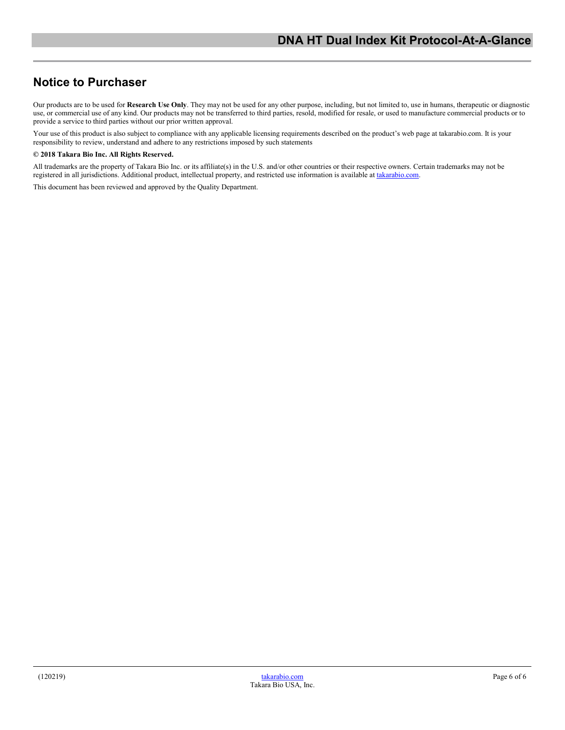## Notice to Purchaser

Our products are to be used for **Research Use Only**. They may not be used for any other purpose, including, but not limited to, use in humans, therapeutic or diagnostic use, or commercial use of any kind. Our products may not be transferred to third parties, resold, modified for resale, or used to manufacture commercial products or to provide a service to third parties without our prior written approval.

Your use of this product is also subject to compliance with any applicable licensing requirements described on the product's web page at takarabio.com. It is your responsibility to review, understand and adhere to any restrictions imposed by such statements

**© 2018 Takara Bio Inc. All Rights Reserved.**

All trademarks are the property of Takara Bio Inc. or its affiliate(s) in the U.S. and/or other countries or their respective owners. Certain trademarks may not be registered in all jurisdictions. Additional product, intellectual property, and restricted use information is available at takarabio.com.

This document has been reviewed and approved by the Quality Department.